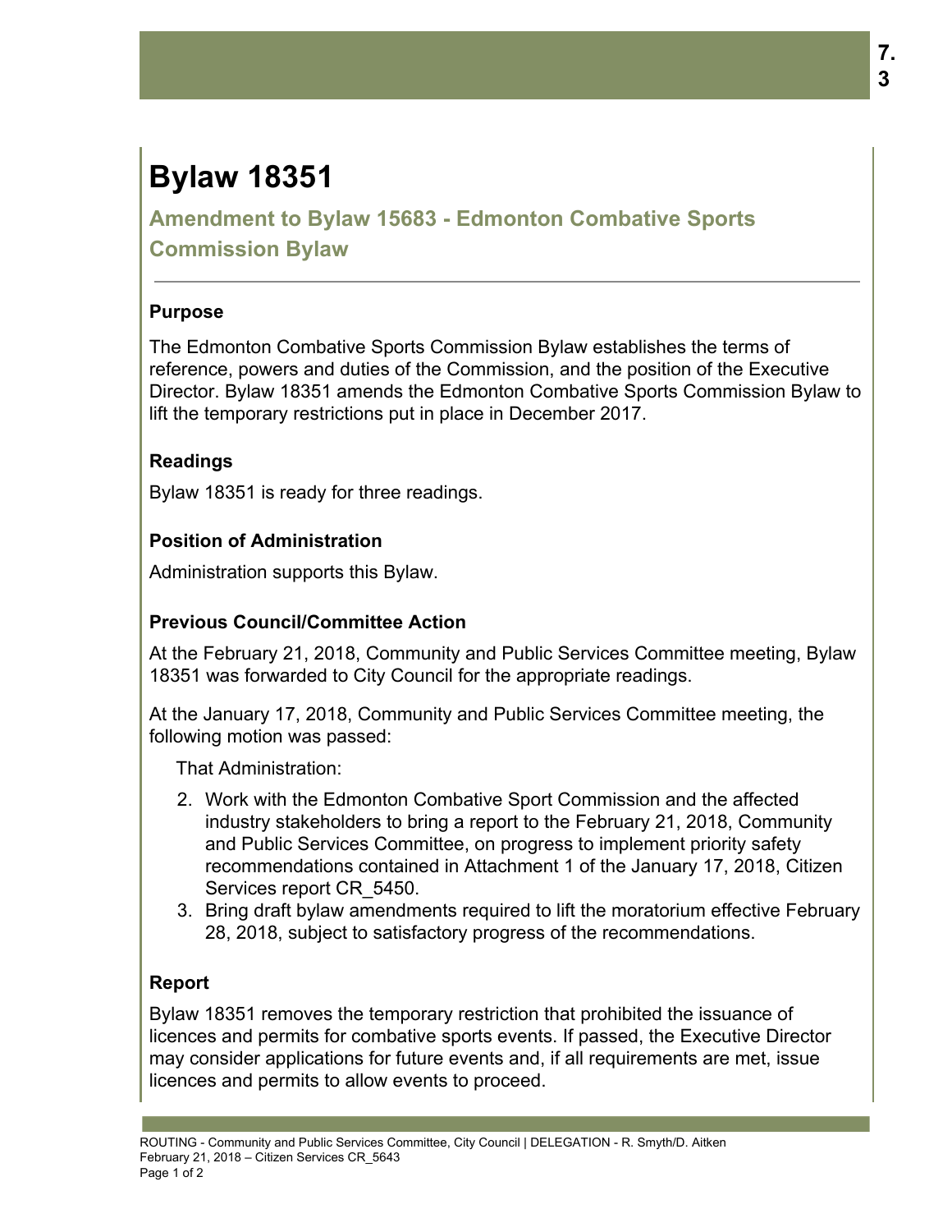# Bylaw 18351

## Amendment to Bylaw 15683 - Edmonton Combative Sports Commission Bylaw

### Purpose

The Edmonton Combative Sports Commission Bylaw establishes the terms of reference, powers and duties of the Commission, and the position of the Executive Director. Bylaw 18351 amends the Edmonton Combative Sports Commission Bylaw to lift the temporary restrictions put in place in December 2017.

### Readings

Bylaw 18351 is ready for three readings.

### Position of Administration

Administration supports this Bylaw.

### Previous Council/Committee Action

At the February 21, 2018, Community and Public Services Committee meeting, Bylaw 18351 was forwarded to City Council for the appropriate readings.

At the January 17, 2018, Community and Public Services Committee meeting, the following motion was passed:

That Administration:

2. Work with the Edmonton Combative Sport Commission and the affected industry stakeholders to bring a report to the February 21, 2018, Community and Public Services Committee, on progress to implement priority safety recommendations contained in Attachment 1 of the January 17, 2018, Citizen Services report CR_5450.
3. Bring draft bylaw amendments required to lift the moratorium effective February 28, 2018, subject to satisfactory progress of the recommendations.

### Report

Bylaw 18351 removes the temporary restriction that prohibited the issuance of licences and permits for combative sports events. If passed, the Executive Director may consider applications for future events and, if all requirements are met, issue licences and permits to allow events to proceed.

ROUTING - Community and Public Services Committee, City Council | DELEGATION - R. Smyth/D. Aitken
February 21, 2018 – Citizen Services CR_5643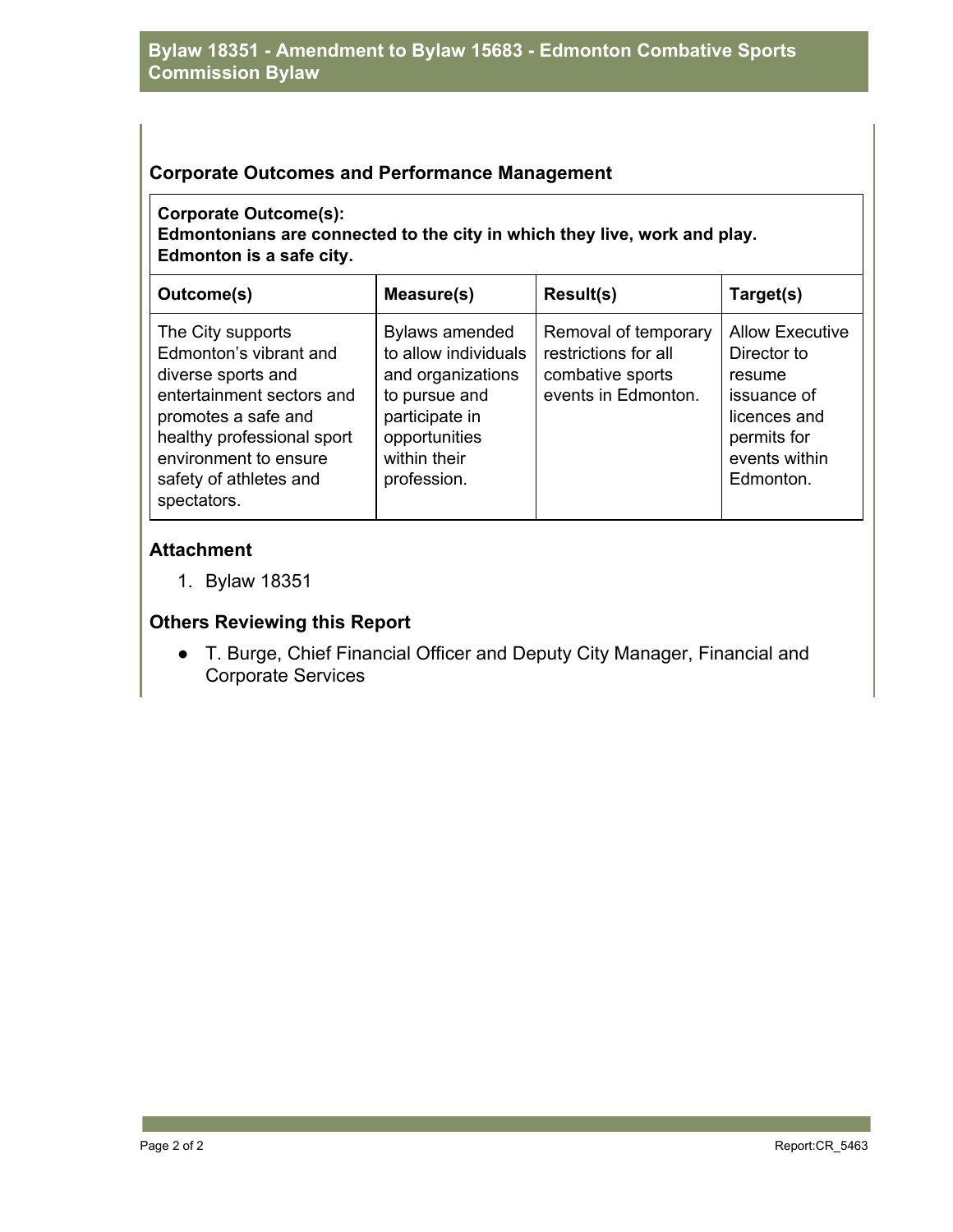## Corporate Outcomes and Performance Management

| **Corporate Outcome(s):**<br>**Edmontonians are connected to the city in which they live, work and play.**<br>**Edmonton is a safe city.** | | | |
|---|---|---|---|
| **Outcome(s)** | **Measure(s)** | **Result(s)** | **Target(s)** |
| The City supports Edmonton's vibrant and diverse sports and entertainment sectors and promotes a safe and healthy professional sport environment to ensure safety of athletes and spectators. | Bylaws amended to allow individuals and organizations to pursue and participate in opportunities within their profession. | Removal of temporary restrictions for all combative sports events in Edmonton. | Allow Executive Director to resume issuance of licences and permits for events within Edmonton. |

## Attachment

1. Bylaw 18351

## Others Reviewing this Report

- T. Burge, Chief Financial Officer and Deputy City Manager, Financial and Corporate Services